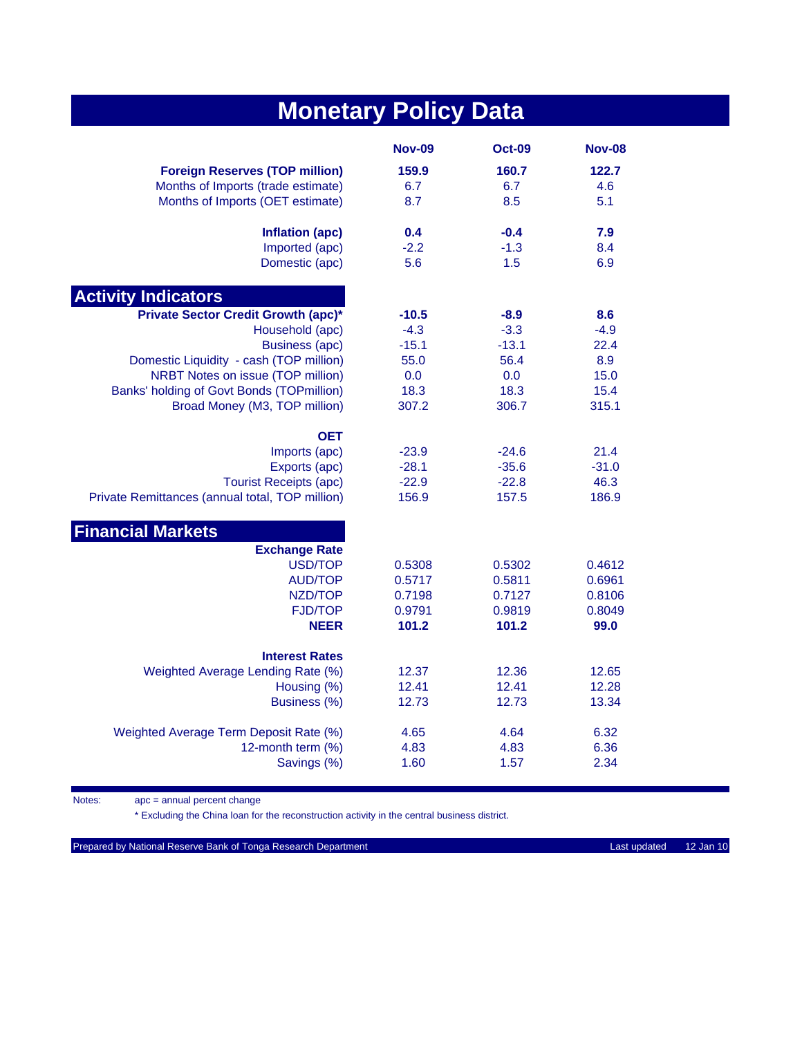# Monetary Policy Data

| | Nov-09 | Oct-09 | Nov-08 |
|---|---|---|---|
| **Foreign Reserves (TOP million)** | **159.9** | **160.7** | **122.7** |
| Months of Imports (trade estimate) | 6.7 | 6.7 | 4.6 |
| Months of Imports (OET estimate) | 8.7 | 8.5 | 5.1 |
| | | | |
| **Inflation (apc)** | **0.4** | **-0.4** | **7.9** |
| Imported (apc) | -2.2 | -1.3 | 8.4 |
| Domestic (apc) | 5.6 | 1.5 | 6.9 |
| **Activity Indicators** | | | |
| **Private Sector Credit Growth (apc)*** | **-10.5** | **-8.9** | **8.6** |
| Household (apc) | -4.3 | -3.3 | -4.9 |
| Business (apc) | -15.1 | -13.1 | 22.4 |
| Domestic Liquidity - cash (TOP million) | 55.0 | 56.4 | 8.9 |
| NRBT Notes on issue (TOP million) | 0.0 | 0.0 | 15.0 |
| Banks' holding of Govt Bonds (TOPmillion) | 18.3 | 18.3 | 15.4 |
| Broad Money (M3, TOP million) | 307.2 | 306.7 | 315.1 |
| **OET** | | | |
| Imports (apc) | -23.9 | -24.6 | 21.4 |
| Exports (apc) | -28.1 | -35.6 | -31.0 |
| Tourist Receipts (apc) | -22.9 | -22.8 | 46.3 |
| Private Remittances (annual total, TOP million) | 156.9 | 157.5 | 186.9 |
| **Financial Markets** | | | |
| **Exchange Rate** | | | |
| USD/TOP | 0.5308 | 0.5302 | 0.4612 |
| AUD/TOP | 0.5717 | 0.5811 | 0.6961 |
| NZD/TOP | 0.7198 | 0.7127 | 0.8106 |
| FJD/TOP | 0.9791 | 0.9819 | 0.8049 |
| **NEER** | **101.2** | **101.2** | **99.0** |
| **Interest Rates** | | | |
| Weighted Average Lending Rate (%) | 12.37 | 12.36 | 12.65 |
| Housing (%) | 12.41 | 12.41 | 12.28 |
| Business (%) | 12.73 | 12.73 | 13.34 |
| | | | |
| Weighted Average Term Deposit Rate (%) | 4.65 | 4.64 | 6.32 |
| 12-month term (%) | 4.83 | 4.83 | 6.36 |
| Savings (%) | 1.60 | 1.57 | 2.34 |

Notes: apc = annual percent change

* Excluding the China loan for the reconstruction activity in the central business district.

Prepared by National Reserve Bank of Tonga Research Department — Last updated 12 Jan 10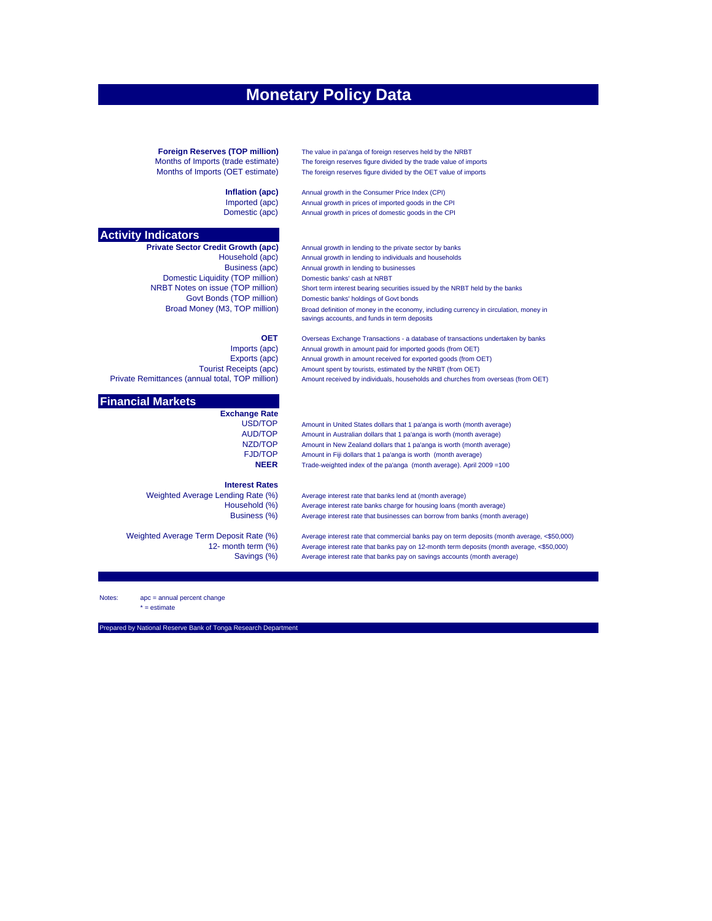# Monetary Policy Data

| | |
|---|---|
| **Foreign Reserves (TOP million)** | The value in pa'anga of foreign reserves held by the NRBT |
| Months of Imports (trade estimate) | The foreign reserves figure divided by the trade value of imports |
| Months of Imports (OET estimate) | The foreign reserves figure divided by the OET value of imports |
| | |
| **Inflation (apc)** | Annual growth in the Consumer Price Index (CPI) |
| Imported (apc) | Annual growth in prices of imported goods in the CPI |
| Domestic (apc) | Annual growth in prices of domestic goods in the CPI |

## Activity Indicators

| | |
|---|---|
| **Private Sector Credit Growth (apc)** | Annual growth in lending to the private sector by banks |
| Household (apc) | Annual growth in lending to individuals and households |
| Business (apc) | Annual growth in lending to businesses |
| Domestic Liquidity (TOP million) | Domestic banks' cash at NRBT |
| NRBT Notes on issue (TOP million) | Short term interest bearing securities issued by the NRBT held by the banks |
| Govt Bonds (TOP million) | Domestic banks' holdings of Govt bonds |
| Broad Money (M3, TOP million) | Broad definition of money in the economy, including currency in circulation, money in savings accounts, and funds in term deposits |
| | |
| **OET** | Overseas Exchange Transactions - a database of transactions undertaken by banks |
| Imports (apc) | Annual growth in amount paid for imported goods (from OET) |
| Exports (apc) | Annual growth in amount received for exported goods (from OET) |
| Tourist Receipts (apc) | Amount spent by tourists, estimated by the NRBT (from OET) |
| Private Remittances (annual total, TOP million) | Amount received by individuals, households and churches from overseas (from OET) |

## Financial Markets

| | |
|---|---|
| **Exchange Rate** | |
| USD/TOP | Amount in United States dollars that 1 pa'anga is worth (month average) |
| AUD/TOP | Amount in Australian dollars that 1 pa'anga is worth (month average) |
| NZD/TOP | Amount in New Zealand dollars that 1 pa'anga is worth (month average) |
| FJD/TOP | Amount in Fiji dollars that 1 pa'anga is worth (month average) |
| **NEER** | Trade-weighted index of the pa'anga (month average). April 2009 =100 |
| | |
| **Interest Rates** | |
| Weighted Average Lending Rate (%) | Average interest rate that banks lend at (month average) |
| Household (%) | Average interest rate banks charge for housing loans (month average) |
| Business (%) | Average interest rate that businesses can borrow from banks (month average) |
| | |
| Weighted Average Term Deposit Rate (%) | Average interest rate that commercial banks pay on term deposits (month average, <$50,000) |
| 12- month term (%) | Average interest rate that banks pay on 12-month term deposits (month average, <$50,000) |
| Savings (%) | Average interest rate that banks pay on savings accounts (month average) |

Notes: apc = annual percent change
* = estimate

Prepared by National Reserve Bank of Tonga Research Department